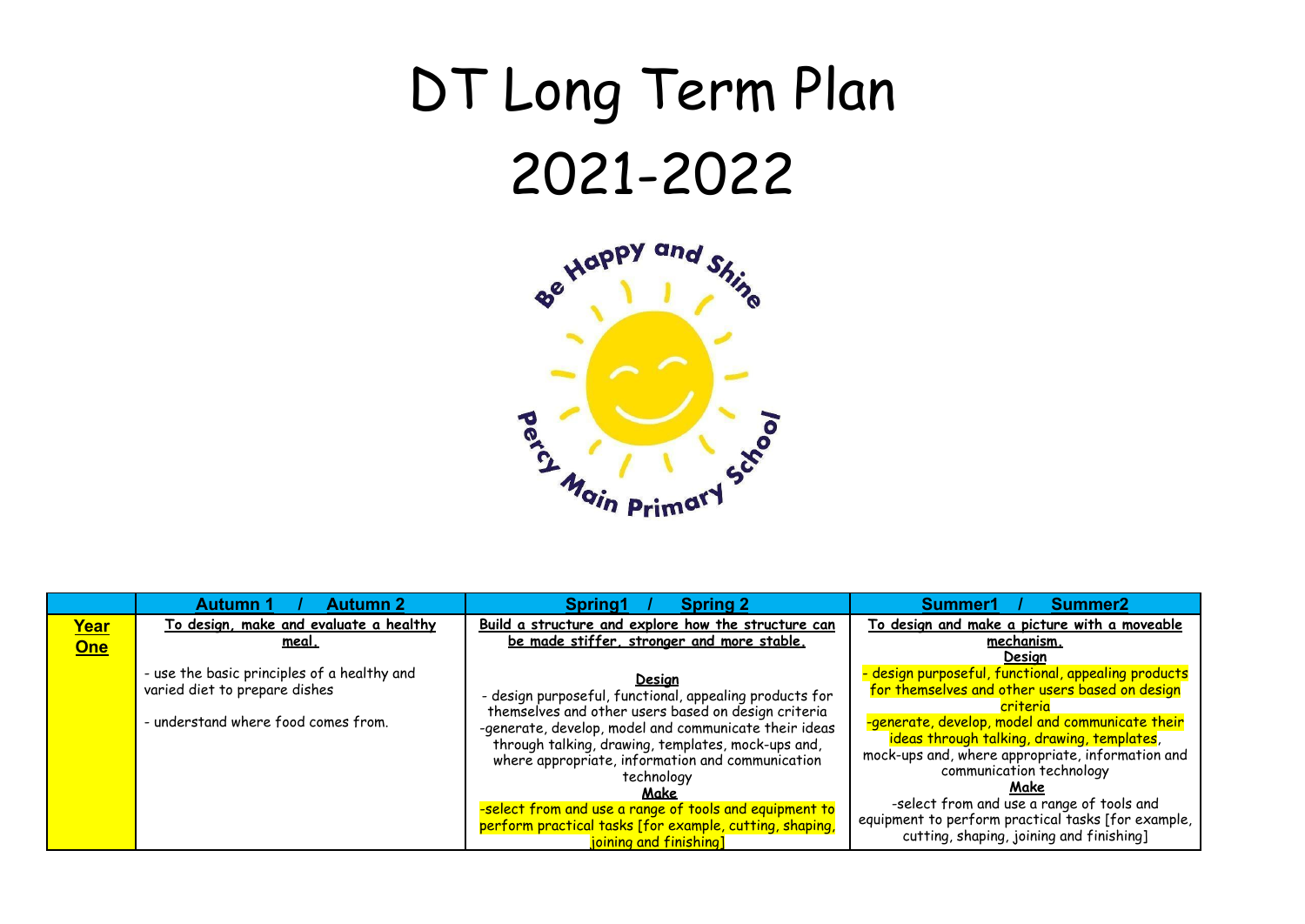# DT Long Term Plan
# 2021-2022

Be Happy and Shine
Percy Main Primary School

| | Autumn 1 / Autumn 2 | Spring1 / Spring 2 | Summer1 / Summer2 |
|---|---|---|---|
| **Year One** | **To design, make and evaluate a healthy meal.**<br><br>- use the basic principles of a healthy and varied diet to prepare dishes<br><br>- understand where food comes from. | **Build a structure and explore how the structure can be made stiffer, stronger and more stable.**<br><br>**Design**<br>- design purposeful, functional, appealing products for themselves and other users based on design criteria<br>-generate, develop, model and communicate their ideas through talking, drawing, templates, mock-ups and, where appropriate, information and communication technology<br>**Make**<br>-select from and use a range of tools and equipment to perform practical tasks [for example, cutting, shaping, joining and finishing] | **To design and make a picture with a moveable mechanism.**<br>**Design**<br>- design purposeful, functional, appealing products for themselves and other users based on design criteria<br>-generate, develop, model and communicate their ideas through talking, drawing, templates, mock-ups and, where appropriate, information and communication technology<br>**Make**<br>-select from and use a range of tools and equipment to perform practical tasks [for example, cutting, shaping, joining and finishing] |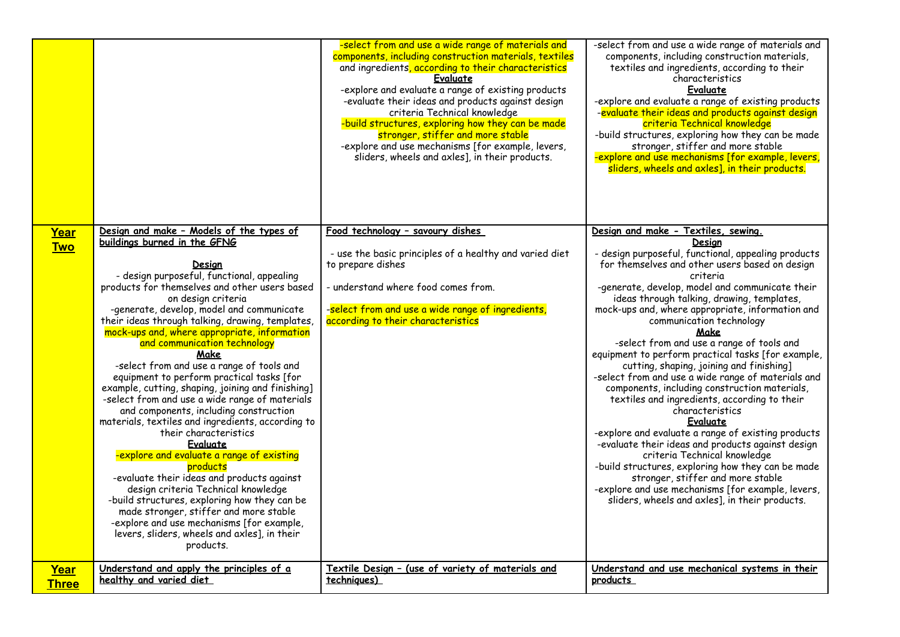| | | | |
|---|---|---|---|
| | | -select from and use a wide range of materials and components, including construction materials, textiles and ingredients, according to their characteristics<br>**Evaluate**<br>-explore and evaluate a range of existing products<br>-evaluate their ideas and products against design criteria Technical knowledge<br>-build structures, exploring how they can be made stronger, stiffer and more stable<br>-explore and use mechanisms [for example, levers, sliders, wheels and axles], in their products. | -select from and use a wide range of materials and components, including construction materials, textiles and ingredients, according to their characteristics<br>**Evaluate**<br>-explore and evaluate a range of existing products<br>-evaluate their ideas and products against design criteria Technical knowledge<br>-build structures, exploring how they can be made stronger, stiffer and more stable<br>-explore and use mechanisms [for example, levers, sliders, wheels and axles], in their products. |
| **Year Two** | **Design and make – Models of the types of buildings burned in the GFNG**<br>**Design**<br>- design purposeful, functional, appealing products for themselves and other users based on design criteria<br>-generate, develop, model and communicate their ideas through talking, drawing, templates, mock-ups and, where appropriate, information and communication technology<br>**Make**<br>-select from and use a range of tools and equipment to perform practical tasks [for example, cutting, shaping, joining and finishing]<br>-select from and use a wide range of materials and components, including construction materials, textiles and ingredients, according to their characteristics<br>**Evaluate**<br>-explore and evaluate a range of existing products<br>-evaluate their ideas and products against design criteria Technical knowledge<br>-build structures, exploring how they can be made stronger, stiffer and more stable<br>-explore and use mechanisms [for example, levers, sliders, wheels and axles], in their products. | **Food technology – savoury dishes**<br>- use the basic principles of a healthy and varied diet to prepare dishes<br>- understand where food comes from.<br>-select from and use a wide range of ingredients, according to their characteristics | **Design and make - Textiles, sewing.**<br>**Design**<br>- design purposeful, functional, appealing products for themselves and other users based on design criteria<br>-generate, develop, model and communicate their ideas through talking, drawing, templates, mock-ups and, where appropriate, information and communication technology<br>**Make**<br>-select from and use a range of tools and equipment to perform practical tasks [for example, cutting, shaping, joining and finishing]<br>-select from and use a wide range of materials and components, including construction materials, textiles and ingredients, according to their characteristics<br>**Evaluate**<br>-explore and evaluate a range of existing products<br>-evaluate their ideas and products against design criteria Technical knowledge<br>-build structures, exploring how they can be made stronger, stiffer and more stable<br>-explore and use mechanisms [for example, levers, sliders, wheels and axles], in their products. |
| **Year Three** | **Understand and apply the principles of a healthy and varied diet** | **Textile Design – (use of variety of materials and techniques)** | **Understand and use mechanical systems in their products** |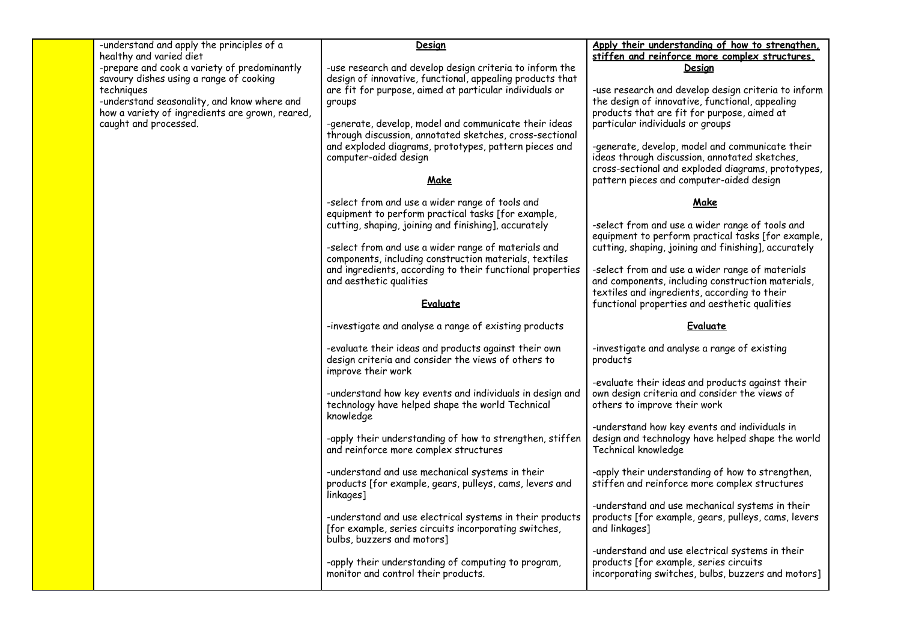| | | | |
|---|---|---|---|
| | -understand and apply the principles of a healthy and varied diet<br>-prepare and cook a variety of predominantly savoury dishes using a range of cooking techniques<br>-understand seasonality, and know where and how a variety of ingredients are grown, reared, caught and processed. | **Design**<br><br>-use research and develop design criteria to inform the design of innovative, functional, appealing products that are fit for purpose, aimed at particular individuals or groups<br><br>-generate, develop, model and communicate their ideas through discussion, annotated sketches, cross-sectional and exploded diagrams, prototypes, pattern pieces and computer-aided design<br><br>**Make**<br><br>-select from and use a wider range of tools and equipment to perform practical tasks [for example, cutting, shaping, joining and finishing], accurately<br><br>-select from and use a wider range of materials and components, including construction materials, textiles and ingredients, according to their functional properties and aesthetic qualities<br><br>**Evaluate**<br><br>-investigate and analyse a range of existing products<br><br>-evaluate their ideas and products against their own design criteria and consider the views of others to improve their work<br><br>-understand how key events and individuals in design and technology have helped shape the world Technical knowledge<br><br>-apply their understanding of how to strengthen, stiffen and reinforce more complex structures<br><br>-understand and use mechanical systems in their products [for example, gears, pulleys, cams, levers and linkages]<br><br>-understand and use electrical systems in their products [for example, series circuits incorporating switches, bulbs, buzzers and motors]<br><br>-apply their understanding of computing to program, monitor and control their products. | **Apply their understanding of how to strengthen, stiffen and reinforce more complex structures.**<br>**Design**<br><br>-use research and develop design criteria to inform the design of innovative, functional, appealing products that are fit for purpose, aimed at particular individuals or groups<br><br>-generate, develop, model and communicate their ideas through discussion, annotated sketches, cross-sectional and exploded diagrams, prototypes, pattern pieces and computer-aided design<br><br>**Make**<br><br>-select from and use a wider range of tools and equipment to perform practical tasks [for example, cutting, shaping, joining and finishing], accurately<br><br>-select from and use a wider range of materials and components, including construction materials, textiles and ingredients, according to their functional properties and aesthetic qualities<br><br>**Evaluate**<br><br>-investigate and analyse a range of existing products<br><br>-evaluate their ideas and products against their own design criteria and consider the views of others to improve their work<br><br>-understand how key events and individuals in design and technology have helped shape the world Technical knowledge<br><br>-apply their understanding of how to strengthen, stiffen and reinforce more complex structures<br><br>-understand and use mechanical systems in their products [for example, gears, pulleys, cams, levers and linkages]<br><br>-understand and use electrical systems in their products [for example, series circuits incorporating switches, bulbs, buzzers and motors] |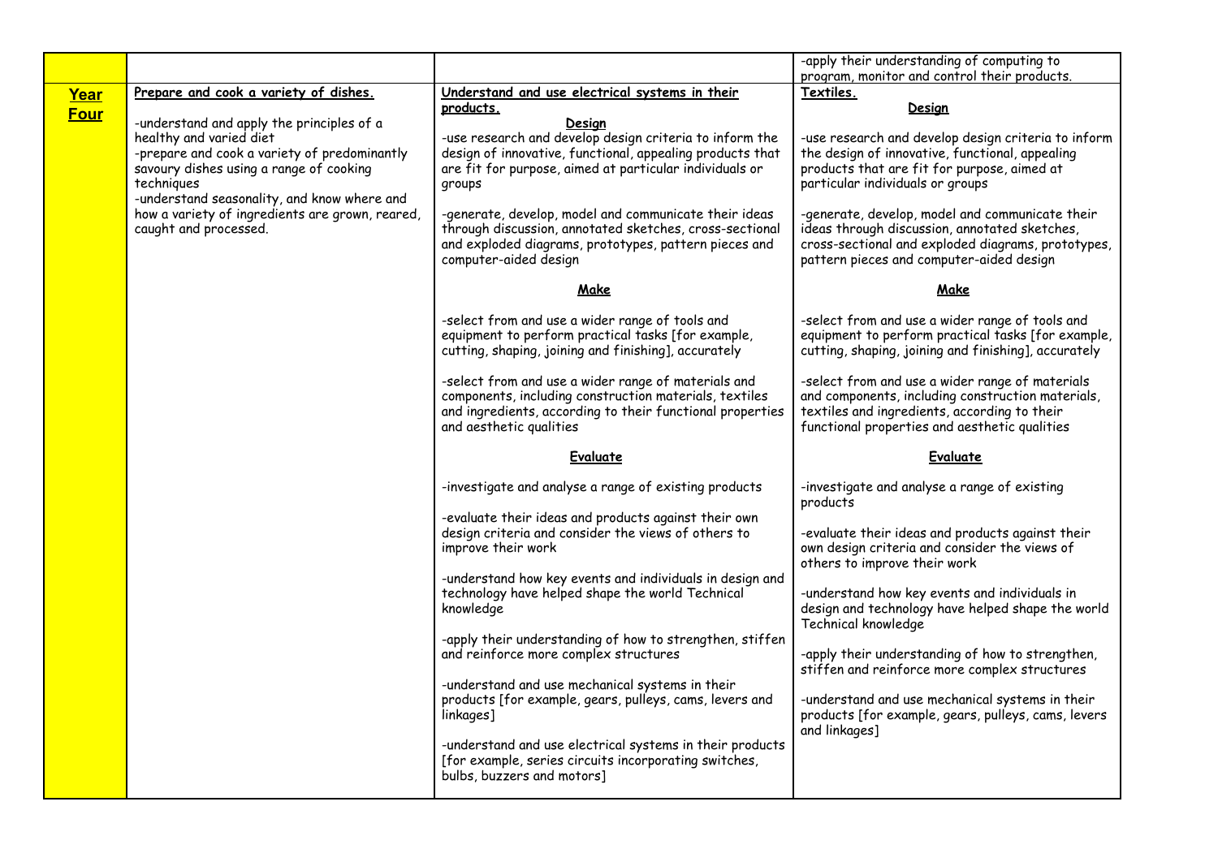| | | | |
|---|---|---|---|
| | | | -apply their understanding of computing to program, monitor and control their products. |
| **Year Four** | **Prepare and cook a variety of dishes.**<br><br>-understand and apply the principles of a healthy and varied diet<br>-prepare and cook a variety of predominantly savoury dishes using a range of cooking techniques<br>-understand seasonality, and know where and how a variety of ingredients are grown, reared, caught and processed. | **Understand and use electrical systems in their products.**<br><br>**Design**<br>-use research and develop design criteria to inform the design of innovative, functional, appealing products that are fit for purpose, aimed at particular individuals or groups<br><br>-generate, develop, model and communicate their ideas through discussion, annotated sketches, cross-sectional and exploded diagrams, prototypes, pattern pieces and computer-aided design<br><br>**Make**<br><br>-select from and use a wider range of tools and equipment to perform practical tasks [for example, cutting, shaping, joining and finishing], accurately<br><br>-select from and use a wider range of materials and components, including construction materials, textiles and ingredients, according to their functional properties and aesthetic qualities<br><br>**Evaluate**<br><br>-investigate and analyse a range of existing products<br><br>-evaluate their ideas and products against their own design criteria and consider the views of others to improve their work<br><br>-understand how key events and individuals in design and technology have helped shape the world Technical knowledge<br><br>-apply their understanding of how to strengthen, stiffen and reinforce more complex structures<br><br>-understand and use mechanical systems in their products [for example, gears, pulleys, cams, levers and linkages]<br><br>-understand and use electrical systems in their products [for example, series circuits incorporating switches, bulbs, buzzers and motors] | **Textiles.**<br><br>**Design**<br><br>-use research and develop design criteria to inform the design of innovative, functional, appealing products that are fit for purpose, aimed at particular individuals or groups<br><br>-generate, develop, model and communicate their ideas through discussion, annotated sketches, cross-sectional and exploded diagrams, prototypes, pattern pieces and computer-aided design<br><br>**Make**<br><br>-select from and use a wider range of tools and equipment to perform practical tasks [for example, cutting, shaping, joining and finishing], accurately<br><br>-select from and use a wider range of materials and components, including construction materials, textiles and ingredients, according to their functional properties and aesthetic qualities<br><br>**Evaluate**<br><br>-investigate and analyse a range of existing products<br><br>-evaluate their ideas and products against their own design criteria and consider the views of others to improve their work<br><br>-understand how key events and individuals in design and technology have helped shape the world Technical knowledge<br><br>-apply their understanding of how to strengthen, stiffen and reinforce more complex structures<br><br>-understand and use mechanical systems in their products [for example, gears, pulleys, cams, levers and linkages] |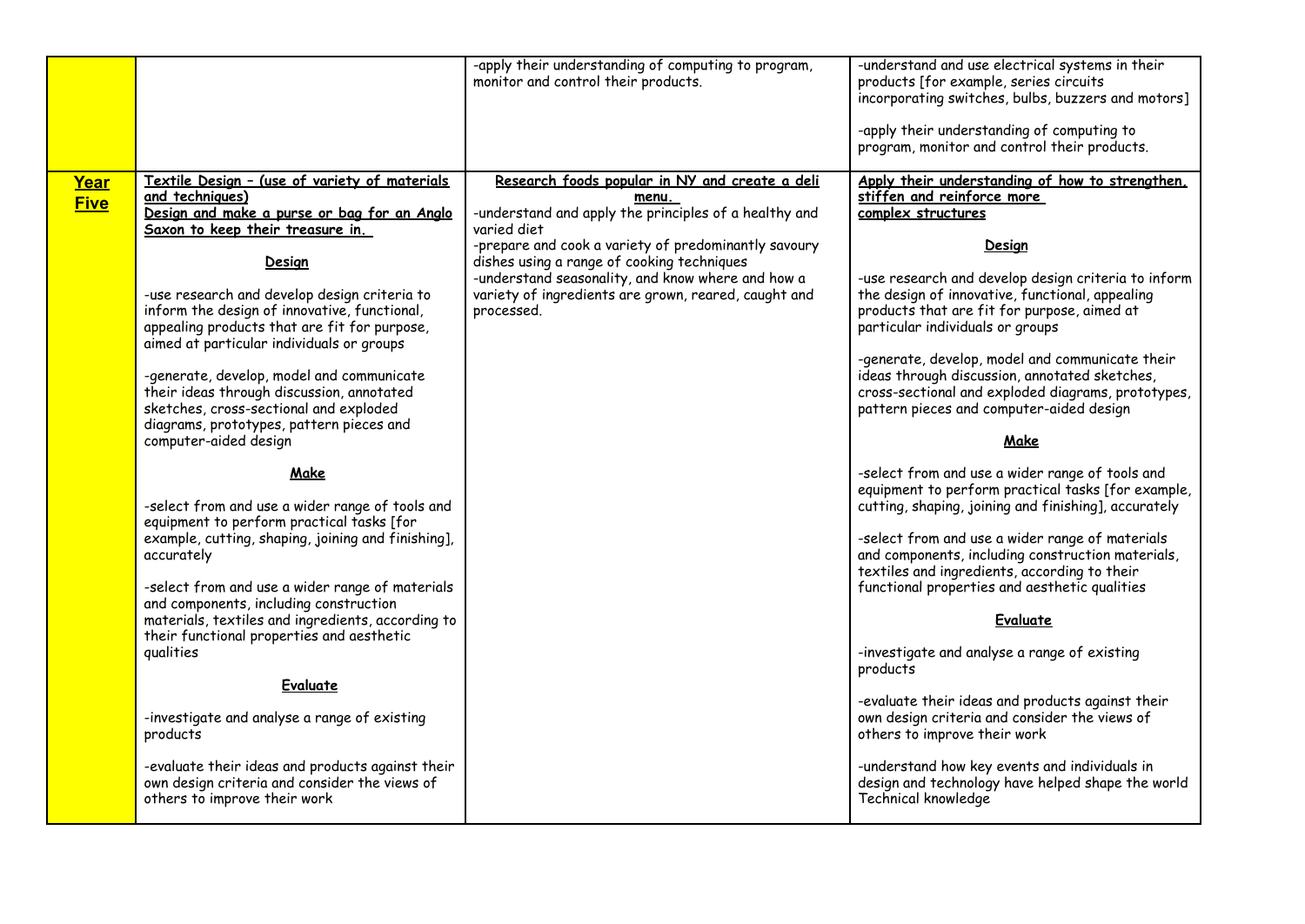| | | | |
|---|---|---|---|
| | | -apply their understanding of computing to program, monitor and control their products. | -understand and use electrical systems in their products [for example, series circuits incorporating switches, bulbs, buzzers and motors]<br><br>-apply their understanding of computing to program, monitor and control their products. |
| **Year Five** | **Textile Design – (use of variety of materials and techniques)**<br>**Design and make a purse or bag for an Anglo Saxon to keep their treasure in.**<br><br>**Design**<br><br>-use research and develop design criteria to inform the design of innovative, functional, appealing products that are fit for purpose, aimed at particular individuals or groups<br><br>-generate, develop, model and communicate their ideas through discussion, annotated sketches, cross-sectional and exploded diagrams, prototypes, pattern pieces and computer-aided design<br><br>**Make**<br><br>-select from and use a wider range of tools and equipment to perform practical tasks [for example, cutting, shaping, joining and finishing], accurately<br><br>-select from and use a wider range of materials and components, including construction materials, textiles and ingredients, according to their functional properties and aesthetic qualities<br><br>**Evaluate**<br><br>-investigate and analyse a range of existing products<br><br>-evaluate their ideas and products against their own design criteria and consider the views of others to improve their work | **Research foods popular in NY and create a deli menu.**<br>-understand and apply the principles of a healthy and varied diet<br>-prepare and cook a variety of predominantly savoury dishes using a range of cooking techniques<br>-understand seasonality, and know where and how a variety of ingredients are grown, reared, caught and processed. | **Apply their understanding of how to strengthen, stiffen and reinforce more complex structures**<br><br>**Design**<br><br>-use research and develop design criteria to inform the design of innovative, functional, appealing products that are fit for purpose, aimed at particular individuals or groups<br><br>-generate, develop, model and communicate their ideas through discussion, annotated sketches, cross-sectional and exploded diagrams, prototypes, pattern pieces and computer-aided design<br><br>**Make**<br><br>-select from and use a wider range of tools and equipment to perform practical tasks [for example, cutting, shaping, joining and finishing], accurately<br><br>-select from and use a wider range of materials and components, including construction materials, textiles and ingredients, according to their functional properties and aesthetic qualities<br><br>**Evaluate**<br><br>-investigate and analyse a range of existing products<br><br>-evaluate their ideas and products against their own design criteria and consider the views of others to improve their work<br><br>-understand how key events and individuals in design and technology have helped shape the world Technical knowledge |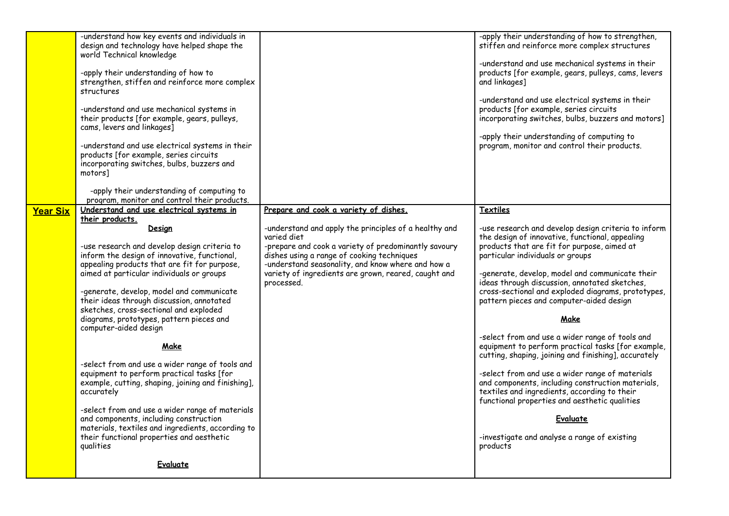| | | | |
|---|---|---|---|
| | -understand how key events and individuals in design and technology have helped shape the world Technical knowledge<br><br>-apply their understanding of how to strengthen, stiffen and reinforce more complex structures<br><br>-understand and use mechanical systems in their products [for example, gears, pulleys, cams, levers and linkages]<br><br>-understand and use electrical systems in their products [for example, series circuits incorporating switches, bulbs, buzzers and motors]<br><br>-apply their understanding of computing to program, monitor and control their products. | | -apply their understanding of how to strengthen, stiffen and reinforce more complex structures<br><br>-understand and use mechanical systems in their products [for example, gears, pulleys, cams, levers and linkages]<br><br>-understand and use electrical systems in their products [for example, series circuits incorporating switches, bulbs, buzzers and motors]<br><br>-apply their understanding of computing to program, monitor and control their products. |
| **Year Six** | **Understand and use electrical systems in their products.**<br><br>**Design**<br><br>-use research and develop design criteria to inform the design of innovative, functional, appealing products that are fit for purpose, aimed at particular individuals or groups<br><br>-generate, develop, model and communicate their ideas through discussion, annotated sketches, cross-sectional and exploded diagrams, prototypes, pattern pieces and computer-aided design<br><br>**Make**<br><br>-select from and use a wider range of tools and equipment to perform practical tasks [for example, cutting, shaping, joining and finishing], accurately<br><br>-select from and use a wider range of materials and components, including construction materials, textiles and ingredients, according to their functional properties and aesthetic qualities<br><br>**Evaluate** | **Prepare and cook a variety of dishes.**<br><br>-understand and apply the principles of a healthy and varied diet<br>-prepare and cook a variety of predominantly savoury dishes using a range of cooking techniques<br>-understand seasonality, and know where and how a variety of ingredients are grown, reared, caught and processed. | **Textiles**<br><br>-use research and develop design criteria to inform the design of innovative, functional, appealing products that are fit for purpose, aimed at particular individuals or groups<br><br>-generate, develop, model and communicate their ideas through discussion, annotated sketches, cross-sectional and exploded diagrams, prototypes, pattern pieces and computer-aided design<br><br>**Make**<br><br>-select from and use a wider range of tools and equipment to perform practical tasks [for example, cutting, shaping, joining and finishing], accurately<br><br>-select from and use a wider range of materials and components, including construction materials, textiles and ingredients, according to their functional properties and aesthetic qualities<br><br>**Evaluate**<br><br>-investigate and analyse a range of existing products |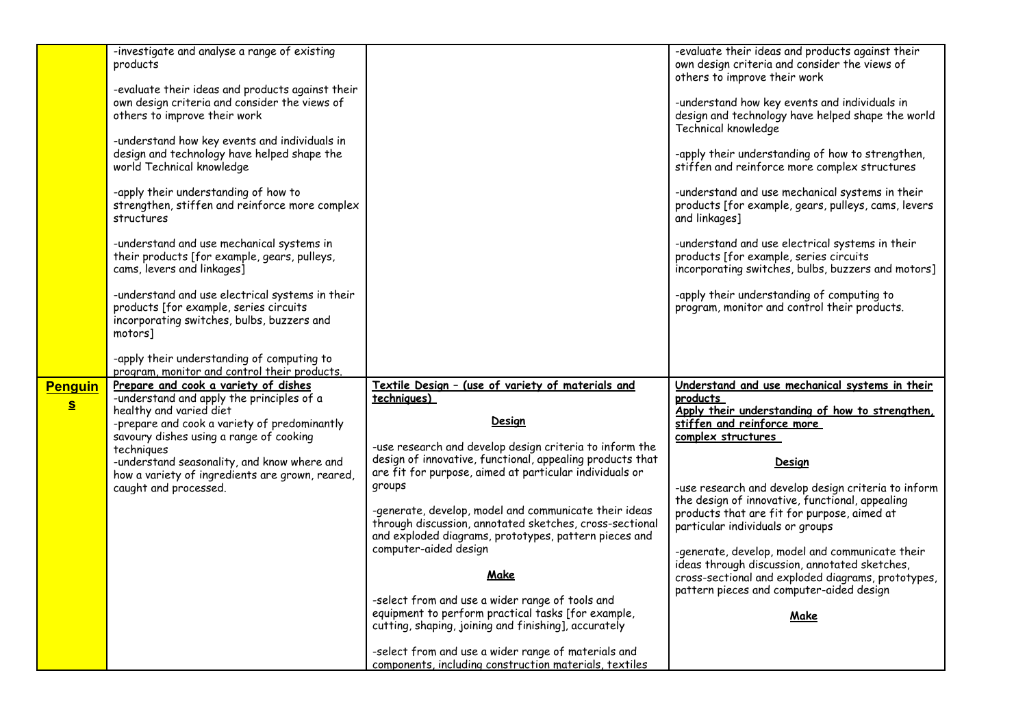| | | | |
|---|---|---|---|
| | -investigate and analyse a range of existing products<br><br>-evaluate their ideas and products against their own design criteria and consider the views of others to improve their work<br><br>-understand how key events and individuals in design and technology have helped shape the world Technical knowledge<br><br>-apply their understanding of how to strengthen, stiffen and reinforce more complex structures<br><br>-understand and use mechanical systems in their products [for example, gears, pulleys, cams, levers and linkages]<br><br>-understand and use electrical systems in their products [for example, series circuits incorporating switches, bulbs, buzzers and motors]<br><br>-apply their understanding of computing to program, monitor and control their products. | | -evaluate their ideas and products against their own design criteria and consider the views of others to improve their work<br><br>-understand how key events and individuals in design and technology have helped shape the world Technical knowledge<br><br>-apply their understanding of how to strengthen, stiffen and reinforce more complex structures<br><br>-understand and use mechanical systems in their products [for example, gears, pulleys, cams, levers and linkages]<br><br>-understand and use electrical systems in their products [for example, series circuits incorporating switches, bulbs, buzzers and motors]<br><br>-apply their understanding of computing to program, monitor and control their products. |
| **Penguins** | **Prepare and cook a variety of dishes**<br>-understand and apply the principles of a healthy and varied diet<br>-prepare and cook a variety of predominantly savoury dishes using a range of cooking techniques<br>-understand seasonality, and know where and how a variety of ingredients are grown, reared, caught and processed. | **Textile Design – (use of variety of materials and techniques)**<br><br>**Design**<br><br>-use research and develop design criteria to inform the design of innovative, functional, appealing products that are fit for purpose, aimed at particular individuals or groups<br><br>-generate, develop, model and communicate their ideas through discussion, annotated sketches, cross-sectional and exploded diagrams, prototypes, pattern pieces and computer-aided design<br><br>**Make**<br><br>-select from and use a wider range of tools and equipment to perform practical tasks [for example, cutting, shaping, joining and finishing], accurately<br><br>-select from and use a wider range of materials and components, including construction materials, textiles | **Understand and use mechanical systems in their products**<br>**Apply their understanding of how to strengthen, stiffen and reinforce more complex structures**<br><br>**Design**<br><br>-use research and develop design criteria to inform the design of innovative, functional, appealing products that are fit for purpose, aimed at particular individuals or groups<br><br>-generate, develop, model and communicate their ideas through discussion, annotated sketches, cross-sectional and exploded diagrams, prototypes, pattern pieces and computer-aided design<br><br>**Make** |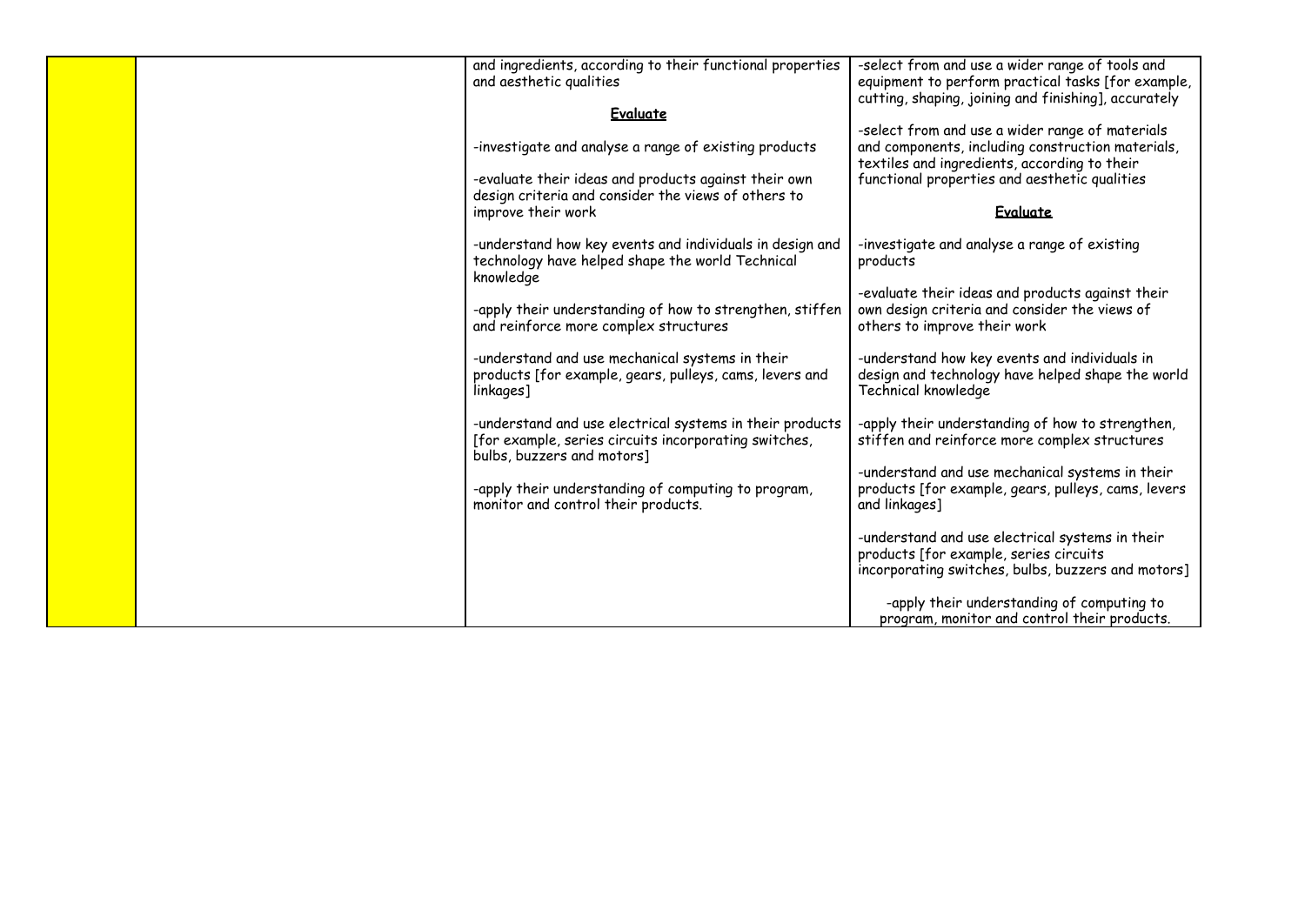| | | | |
|---|---|---|---|
| | | and ingredients, according to their functional properties and aesthetic qualities<br><br>**Evaluate**<br><br>-investigate and analyse a range of existing products<br><br>-evaluate their ideas and products against their own design criteria and consider the views of others to improve their work<br><br>-understand how key events and individuals in design and technology have helped shape the world Technical knowledge<br><br>-apply their understanding of how to strengthen, stiffen and reinforce more complex structures<br><br>-understand and use mechanical systems in their products [for example, gears, pulleys, cams, levers and linkages]<br><br>-understand and use electrical systems in their products [for example, series circuits incorporating switches, bulbs, buzzers and motors]<br><br>-apply their understanding of computing to program, monitor and control their products. | -select from and use a wider range of tools and equipment to perform practical tasks [for example, cutting, shaping, joining and finishing], accurately<br><br>-select from and use a wider range of materials and components, including construction materials, textiles and ingredients, according to their functional properties and aesthetic qualities<br><br>**Evaluate**<br><br>-investigate and analyse a range of existing products<br><br>-evaluate their ideas and products against their own design criteria and consider the views of others to improve their work<br><br>-understand how key events and individuals in design and technology have helped shape the world Technical knowledge<br><br>-apply their understanding of how to strengthen, stiffen and reinforce more complex structures<br><br>-understand and use mechanical systems in their products [for example, gears, pulleys, cams, levers and linkages]<br><br>-understand and use electrical systems in their products [for example, series circuits incorporating switches, bulbs, buzzers and motors]<br><br>-apply their understanding of computing to program, monitor and control their products. |